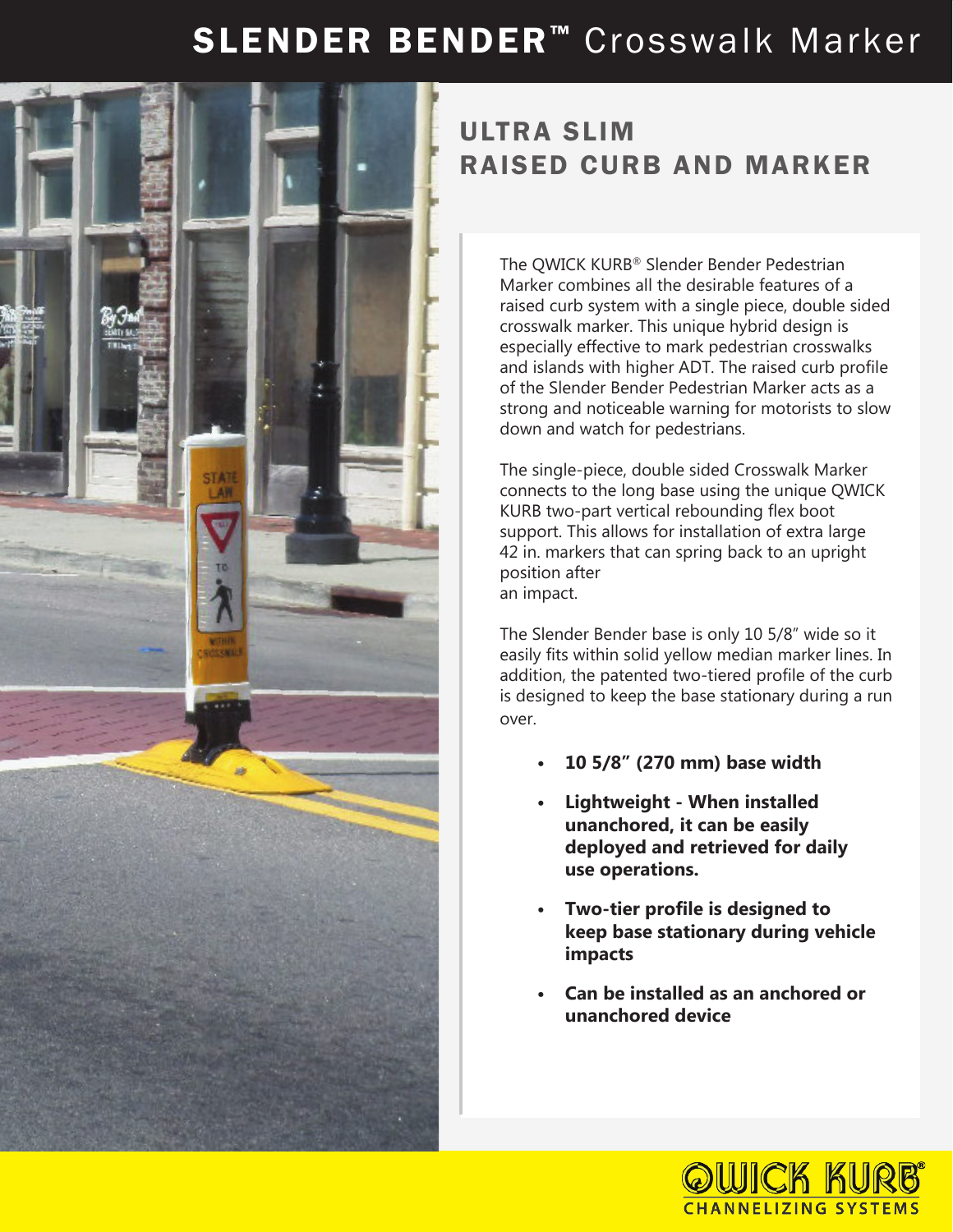# SLENDER BENDER™ Crosswalk Marker

## ULTRA SLIM RAISED CURB AND MARKER

The QWICK KURB® Slender Bender Pedestrian Marker combines all the desirable features of a raised curb system with a single piece, double sided crosswalk marker. This unique hybrid design is especially effective to mark pedestrian crosswalks and islands with higher ADT. The raised curb profile of the Slender Bender Pedestrian Marker acts as a strong and noticeable warning for motorists to slow down and watch for pedestrians.

The single-piece, double sided Crosswalk Marker connects to the long base using the unique QWICK KURB two-part vertical rebounding flex boot support. This allows for installation of extra large 42 in. markers that can spring back to an upright position after an impact.

The Slender Bender base is only 10 5/8" wide so it easily fits within solid yellow median marker lines. In addition, the patented two-tiered profile of the curb is designed to keep the base stationary during a run over.

- **10 5/8" (270 mm) base width**
- **Lightweight - When installed unanchored, it can be easily deployed and retrieved for daily use operations.**
- **Two-tier profile is designed to keep base stationary during vehicle impacts**
- **Can be installed as an anchored or unanchored device**

QWICK KURB®
CHANNELIZING SYSTEMS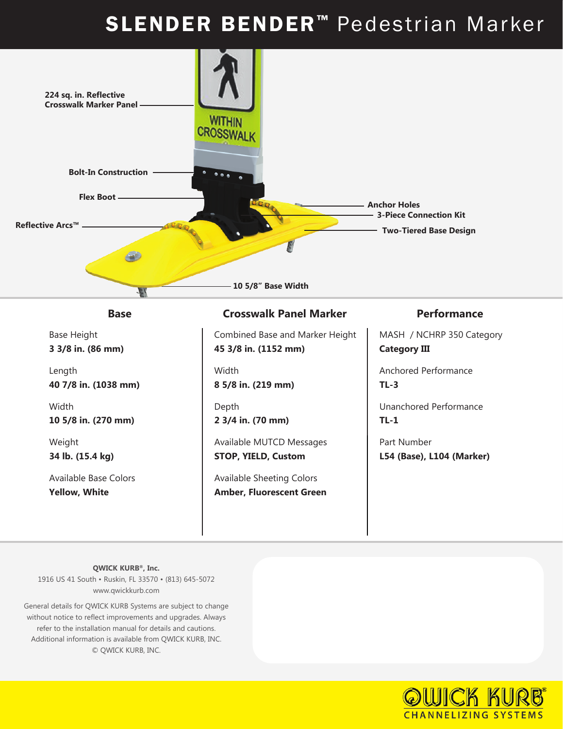# SLENDER BENDER™ Pedestrian Marker

224 sq. in. Reflective Crosswalk Marker Panel

Bolt-In Construction

Flex Boot

Reflective Arcs™

Anchor Holes

3-Piece Connection Kit

Two-Tiered Base Design

10 5/8" Base Width

## Base

Base Height
**3 3/8 in. (86 mm)**

Length
**40 7/8 in. (1038 mm)**

Width
**10 5/8 in. (270 mm)**

Weight
**34 lb. (15.4 kg)**

Available Base Colors
**Yellow, White**

## Crosswalk Panel Marker

Combined Base and Marker Height
**45 3/8 in. (1152 mm)**

Width
**8 5/8 in. (219 mm)**

Depth
**2 3/4 in. (70 mm)**

Available MUTCD Messages
**STOP, YIELD, Custom**

Available Sheeting Colors
**Amber, Fluorescent Green**

## Performance

MASH / NCHRP 350 Category
**Category III**

Anchored Performance
**TL-3**

Unanchored Performance
**TL-1**

Part Number
**L54 (Base), L104 (Marker)**

**QWICK KURB®, Inc.**
1916 US 41 South • Ruskin, FL 33570 • (813) 645-5072
www.qwickkurb.com

General details for QWICK KURB Systems are subject to change without notice to reflect improvements and upgrades. Always refer to the installation manual for details and cautions. Additional information is available from QWICK KURB, INC.
© QWICK KURB, INC.

QWICK KURB®
CHANNELIZING SYSTEMS